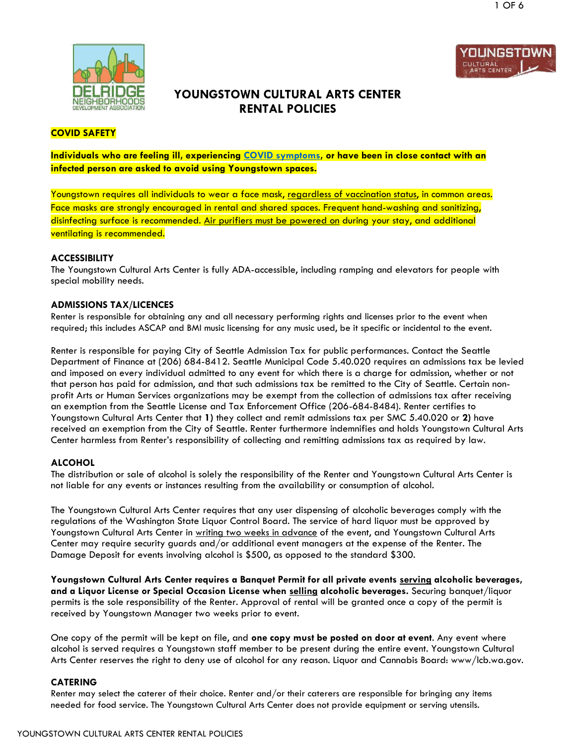# YOUNGSTOWN CULTURAL ARTS CENTER RENTAL POLICIES

## COVID SAFETY

**Individuals who are feeling ill, experiencing COVID symptoms, or have been in close contact with an infected person are asked to avoid using Youngstown spaces.**

Youngstown requires all individuals to wear a face mask, regardless of vaccination status, in common areas. Face masks are strongly encouraged in rental and shared spaces. Frequent hand-washing and sanitizing, disinfecting surface is recommended. Air purifiers must be powered on during your stay, and additional ventilating is recommended.

## ACCESSIBILITY

The Youngstown Cultural Arts Center is fully ADA-accessible, including ramping and elevators for people with special mobility needs.

## ADMISSIONS TAX/LICENCES

Renter is responsible for obtaining any and all necessary performing rights and licenses prior to the event when required; this includes ASCAP and BMI music licensing for any music used, be it specific or incidental to the event.

Renter is responsible for paying City of Seattle Admission Tax for public performances. Contact the Seattle Department of Finance at (206) 684-8412. Seattle Municipal Code 5.40.020 requires an admissions tax be levied and imposed on every individual admitted to any event for which there is a charge for admission, whether or not that person has paid for admission, and that such admissions tax be remitted to the City of Seattle. Certain non-profit Arts or Human Services organizations may be exempt from the collection of admissions tax after receiving an exemption from the Seattle License and Tax Enforcement Office (206-684-8484). Renter certifies to Youngstown Cultural Arts Center that **1)** they collect and remit admissions tax per SMC 5.40.020 or **2)** have received an exemption from the City of Seattle. Renter furthermore indemnifies and holds Youngstown Cultural Arts Center harmless from Renter's responsibility of collecting and remitting admissions tax as required by law.

## ALCOHOL

The distribution or sale of alcohol is solely the responsibility of the Renter and Youngstown Cultural Arts Center is not liable for any events or instances resulting from the availability or consumption of alcohol.

The Youngstown Cultural Arts Center requires that any user dispensing of alcoholic beverages comply with the regulations of the Washington State Liquor Control Board. The service of hard liquor must be approved by Youngstown Cultural Arts Center in writing two weeks in advance of the event, and Youngstown Cultural Arts Center may require security guards and/or additional event managers at the expense of the Renter. The Damage Deposit for events involving alcohol is $500, as opposed to the standard $300.

**Youngstown Cultural Arts Center requires a Banquet Permit for all private events serving alcoholic beverages, and a Liquor License or Special Occasion License when selling alcoholic beverages.** Securing banquet/liquor permits is the sole responsibility of the Renter. Approval of rental will be granted once a copy of the permit is received by Youngstown Manager two weeks prior to event.

One copy of the permit will be kept on file, and **one copy must be posted on door at event**. Any event where alcohol is served requires a Youngstown staff member to be present during the entire event. Youngstown Cultural Arts Center reserves the right to deny use of alcohol for any reason. Liquor and Cannabis Board: www/lcb.wa.gov.

## CATERING

Renter may select the caterer of their choice. Renter and/or their caterers are responsible for bringing any items needed for food service. The Youngstown Cultural Arts Center does not provide equipment or serving utensils.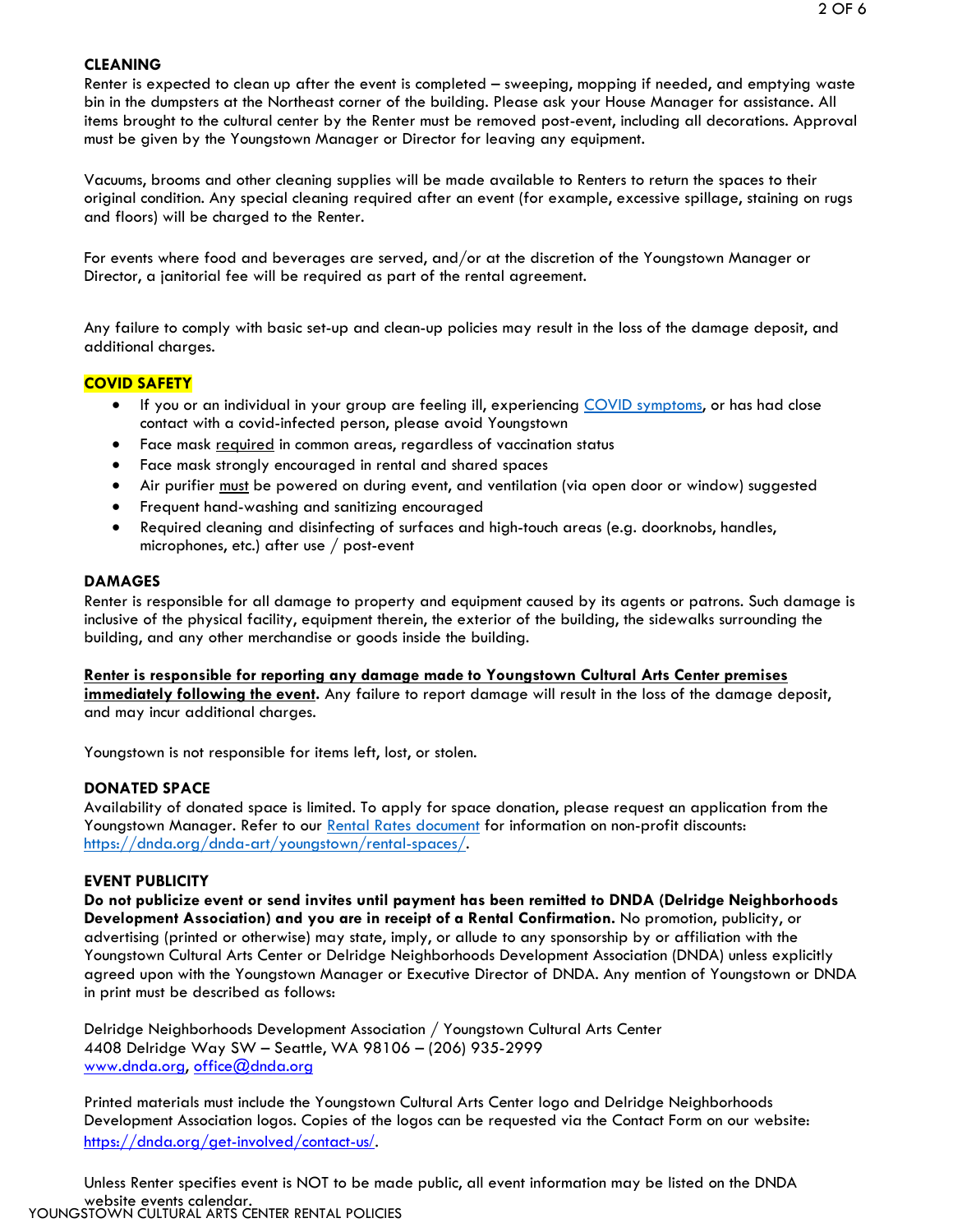## CLEANING

Renter is expected to clean up after the event is completed – sweeping, mopping if needed, and emptying waste bin in the dumpsters at the Northeast corner of the building. Please ask your House Manager for assistance. All items brought to the cultural center by the Renter must be removed post-event, including all decorations. Approval must be given by the Youngstown Manager or Director for leaving any equipment.

Vacuums, brooms and other cleaning supplies will be made available to Renters to return the spaces to their original condition. Any special cleaning required after an event (for example, excessive spillage, staining on rugs and floors) will be charged to the Renter.

For events where food and beverages are served, and/or at the discretion of the Youngstown Manager or Director, a janitorial fee will be required as part of the rental agreement.

Any failure to comply with basic set-up and clean-up policies may result in the loss of the damage deposit, and additional charges.

## COVID SAFETY

- If you or an individual in your group are feeling ill, experiencing [COVID symptoms](), or has had close contact with a covid-infected person, please avoid Youngstown
- Face mask required in common areas, regardless of vaccination status
- Face mask strongly encouraged in rental and shared spaces
- Air purifier must be powered on during event, and ventilation (via open door or window) suggested
- Frequent hand-washing and sanitizing encouraged
- Required cleaning and disinfecting of surfaces and high-touch areas (e.g. doorknobs, handles, microphones, etc.) after use / post-event

## DAMAGES

Renter is responsible for all damage to property and equipment caused by its agents or patrons. Such damage is inclusive of the physical facility, equipment therein, the exterior of the building, the sidewalks surrounding the building, and any other merchandise or goods inside the building.

**Renter is responsible for reporting any damage made to Youngstown Cultural Arts Center premises immediately following the event.** Any failure to report damage will result in the loss of the damage deposit, and may incur additional charges.

Youngstown is not responsible for items left, lost, or stolen.

## DONATED SPACE

Availability of donated space is limited. To apply for space donation, please request an application from the Youngstown Manager. Refer to our [Rental Rates document]() for information on non-profit discounts: https://dnda.org/dnda-art/youngstown/rental-spaces/.

## EVENT PUBLICITY

**Do not publicize event or send invites until payment has been remitted to DNDA (Delridge Neighborhoods Development Association) and you are in receipt of a Rental Confirmation.** No promotion, publicity, or advertising (printed or otherwise) may state, imply, or allude to any sponsorship by or affiliation with the Youngstown Cultural Arts Center or Delridge Neighborhoods Development Association (DNDA) unless explicitly agreed upon with the Youngstown Manager or Executive Director of DNDA. Any mention of Youngstown or DNDA in print must be described as follows:

Delridge Neighborhoods Development Association / Youngstown Cultural Arts Center
4408 Delridge Way SW – Seattle, WA 98106 – (206) 935-2999
www.dnda.org, office@dnda.org

Printed materials must include the Youngstown Cultural Arts Center logo and Delridge Neighborhoods Development Association logos. Copies of the logos can be requested via the Contact Form on our website: https://dnda.org/get-involved/contact-us/.

Unless Renter specifies event is NOT to be made public, all event information may be listed on the DNDA website events calendar.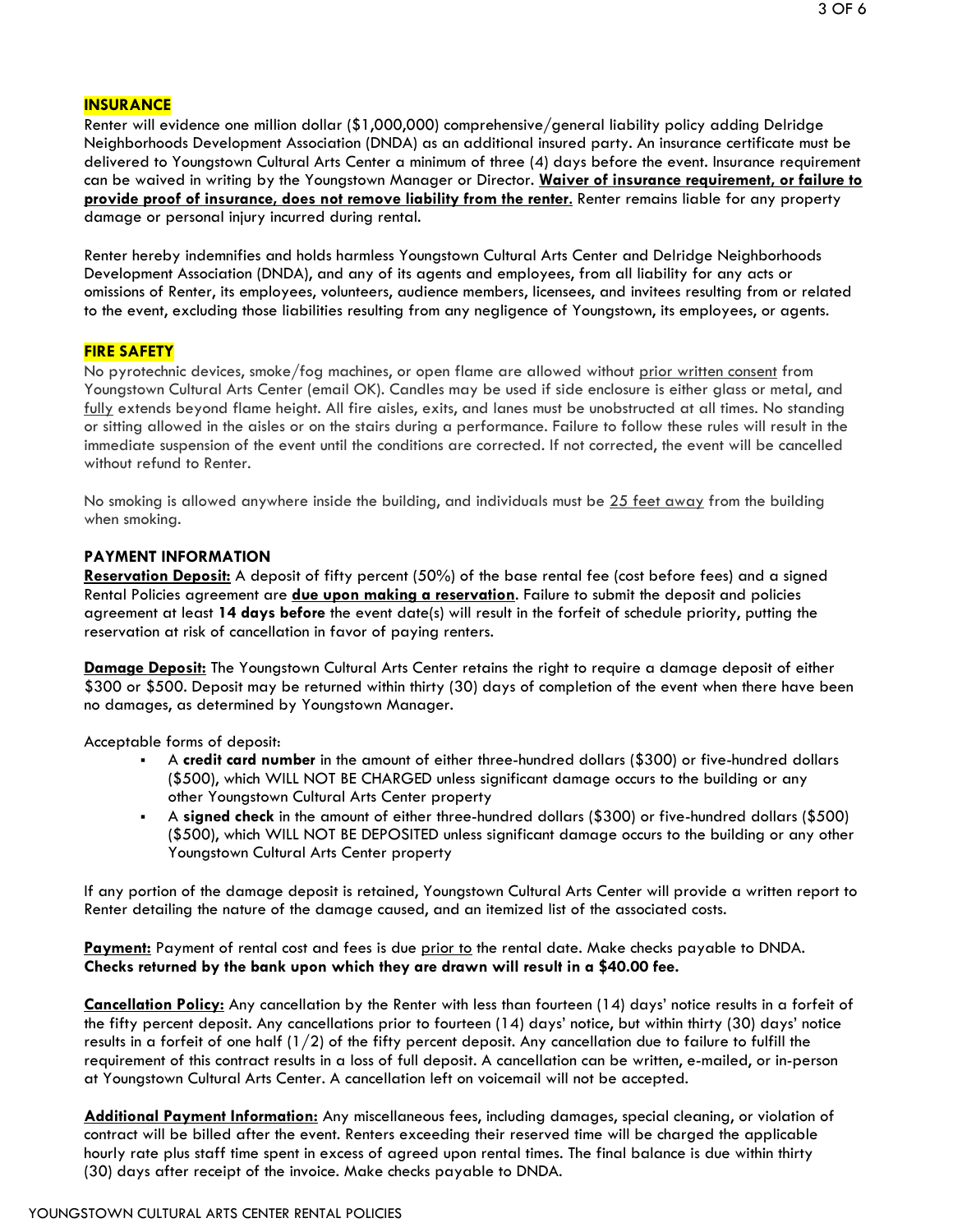## INSURANCE

Renter will evidence one million dollar ($1,000,000) comprehensive/general liability policy adding Delridge Neighborhoods Development Association (DNDA) as an additional insured party. An insurance certificate must be delivered to Youngstown Cultural Arts Center a minimum of three (4) days before the event. Insurance requirement can be waived in writing by the Youngstown Manager or Director. **Waiver of insurance requirement, or failure to provide proof of insurance, does not remove liability from the renter.** Renter remains liable for any property damage or personal injury incurred during rental.

Renter hereby indemnifies and holds harmless Youngstown Cultural Arts Center and Delridge Neighborhoods Development Association (DNDA), and any of its agents and employees, from all liability for any acts or omissions of Renter, its employees, volunteers, audience members, licensees, and invitees resulting from or related to the event, excluding those liabilities resulting from any negligence of Youngstown, its employees, or agents.

## FIRE SAFETY

No pyrotechnic devices, smoke/fog machines, or open flame are allowed without prior written consent from Youngstown Cultural Arts Center (email OK). Candles may be used if side enclosure is either glass or metal, and fully extends beyond flame height. All fire aisles, exits, and lanes must be unobstructed at all times. No standing or sitting allowed in the aisles or on the stairs during a performance. Failure to follow these rules will result in the immediate suspension of the event until the conditions are corrected. If not corrected, the event will be cancelled without refund to Renter.

No smoking is allowed anywhere inside the building, and individuals must be 25 feet away from the building when smoking.

## PAYMENT INFORMATION

**Reservation Deposit:** A deposit of fifty percent (50%) of the base rental fee (cost before fees) and a signed Rental Policies agreement are **due upon making a reservation**. Failure to submit the deposit and policies agreement at least **14 days before** the event date(s) will result in the forfeit of schedule priority, putting the reservation at risk of cancellation in favor of paying renters.

**Damage Deposit:** The Youngstown Cultural Arts Center retains the right to require a damage deposit of either $300 or $500. Deposit may be returned within thirty (30) days of completion of the event when there have been no damages, as determined by Youngstown Manager.

Acceptable forms of deposit:

- A **credit card number** in the amount of either three-hundred dollars ($300) or five-hundred dollars ($500), which WILL NOT BE CHARGED unless significant damage occurs to the building or any other Youngstown Cultural Arts Center property
- A **signed check** in the amount of either three-hundred dollars ($300) or five-hundred dollars ($500) ($500), which WILL NOT BE DEPOSITED unless significant damage occurs to the building or any other Youngstown Cultural Arts Center property

If any portion of the damage deposit is retained, Youngstown Cultural Arts Center will provide a written report to Renter detailing the nature of the damage caused, and an itemized list of the associated costs.

**Payment:** Payment of rental cost and fees is due prior to the rental date. Make checks payable to DNDA. **Checks returned by the bank upon which they are drawn will result in a $40.00 fee.**

**Cancellation Policy:** Any cancellation by the Renter with less than fourteen (14) days' notice results in a forfeit of the fifty percent deposit. Any cancellations prior to fourteen (14) days' notice, but within thirty (30) days' notice results in a forfeit of one half (1/2) of the fifty percent deposit. Any cancellation due to failure to fulfill the requirement of this contract results in a loss of full deposit. A cancellation can be written, e-mailed, or in-person at Youngstown Cultural Arts Center. A cancellation left on voicemail will not be accepted.

**Additional Payment Information:** Any miscellaneous fees, including damages, special cleaning, or violation of contract will be billed after the event. Renters exceeding their reserved time will be charged the applicable hourly rate plus staff time spent in excess of agreed upon rental times. The final balance is due within thirty (30) days after receipt of the invoice. Make checks payable to DNDA.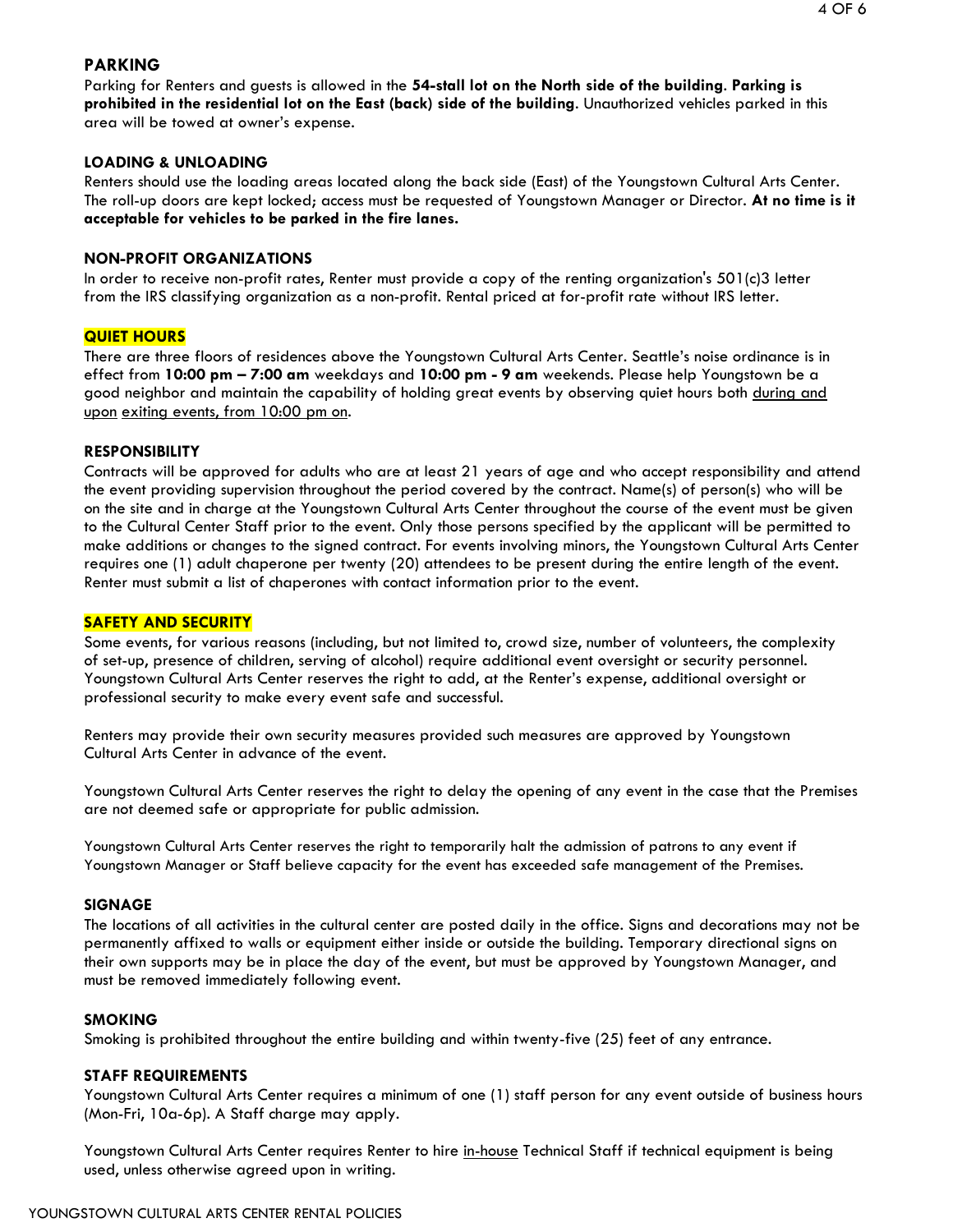## PARKING

Parking for Renters and guests is allowed in the **54-stall lot on the North side of the building**. **Parking is prohibited in the residential lot on the East (back) side of the building**. Unauthorized vehicles parked in this area will be towed at owner's expense.

## LOADING & UNLOADING

Renters should use the loading areas located along the back side (East) of the Youngstown Cultural Arts Center. The roll-up doors are kept locked; access must be requested of Youngstown Manager or Director. **At no time is it acceptable for vehicles to be parked in the fire lanes.**

## NON-PROFIT ORGANIZATIONS

In order to receive non-profit rates, Renter must provide a copy of the renting organization's 501(c)3 letter from the IRS classifying organization as a non-profit. Rental priced at for-profit rate without IRS letter.

## QUIET HOURS

There are three floors of residences above the Youngstown Cultural Arts Center. Seattle's noise ordinance is in effect from **10:00 pm – 7:00 am** weekdays and **10:00 pm - 9 am** weekends. Please help Youngstown be a good neighbor and maintain the capability of holding great events by observing quiet hours both during and upon exiting events, from 10:00 pm on.

## RESPONSIBILITY

Contracts will be approved for adults who are at least 21 years of age and who accept responsibility and attend the event providing supervision throughout the period covered by the contract. Name(s) of person(s) who will be on the site and in charge at the Youngstown Cultural Arts Center throughout the course of the event must be given to the Cultural Center Staff prior to the event. Only those persons specified by the applicant will be permitted to make additions or changes to the signed contract. For events involving minors, the Youngstown Cultural Arts Center requires one (1) adult chaperone per twenty (20) attendees to be present during the entire length of the event. Renter must submit a list of chaperones with contact information prior to the event.

## SAFETY AND SECURITY

Some events, for various reasons (including, but not limited to, crowd size, number of volunteers, the complexity of set-up, presence of children, serving of alcohol) require additional event oversight or security personnel. Youngstown Cultural Arts Center reserves the right to add, at the Renter's expense, additional oversight or professional security to make every event safe and successful.

Renters may provide their own security measures provided such measures are approved by Youngstown Cultural Arts Center in advance of the event.

Youngstown Cultural Arts Center reserves the right to delay the opening of any event in the case that the Premises are not deemed safe or appropriate for public admission.

Youngstown Cultural Arts Center reserves the right to temporarily halt the admission of patrons to any event if Youngstown Manager or Staff believe capacity for the event has exceeded safe management of the Premises.

## SIGNAGE

The locations of all activities in the cultural center are posted daily in the office. Signs and decorations may not be permanently affixed to walls or equipment either inside or outside the building. Temporary directional signs on their own supports may be in place the day of the event, but must be approved by Youngstown Manager, and must be removed immediately following event.

## SMOKING

Smoking is prohibited throughout the entire building and within twenty-five (25) feet of any entrance.

## STAFF REQUIREMENTS

Youngstown Cultural Arts Center requires a minimum of one (1) staff person for any event outside of business hours (Mon-Fri, 10a-6p). A Staff charge may apply.

Youngstown Cultural Arts Center requires Renter to hire in-house Technical Staff if technical equipment is being used, unless otherwise agreed upon in writing.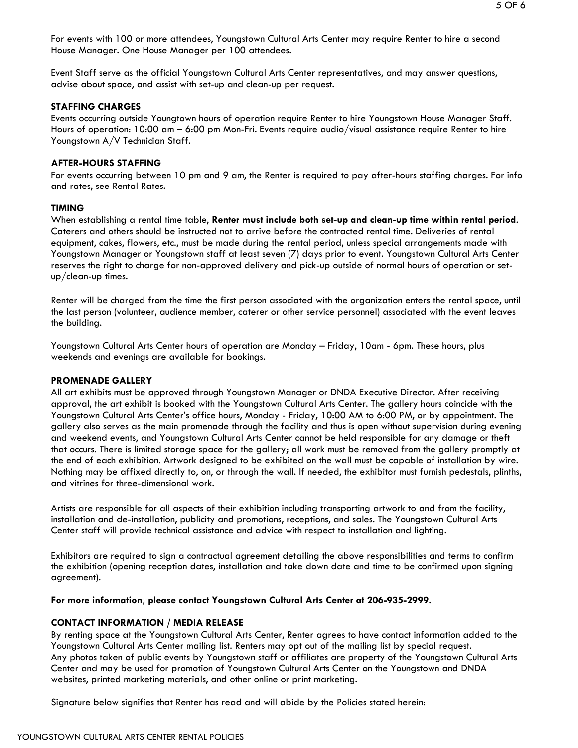For events with 100 or more attendees, Youngstown Cultural Arts Center may require Renter to hire a second House Manager. One House Manager per 100 attendees.

Event Staff serve as the official Youngstown Cultural Arts Center representatives, and may answer questions, advise about space, and assist with set-up and clean-up per request.

**STAFFING CHARGES**

Events occurring outside Youngtown hours of operation require Renter to hire Youngstown House Manager Staff. Hours of operation: 10:00 am – 6:00 pm Mon-Fri. Events require audio/visual assistance require Renter to hire Youngstown A/V Technician Staff.

**AFTER-HOURS STAFFING**

For events occurring between 10 pm and 9 am, the Renter is required to pay after-hours staffing charges. For info and rates, see Rental Rates.

**TIMING**

When establishing a rental time table, **Renter must include both set-up and clean-up time within rental period**. Caterers and others should be instructed not to arrive before the contracted rental time. Deliveries of rental equipment, cakes, flowers, etc., must be made during the rental period, unless special arrangements made with Youngstown Manager or Youngstown staff at least seven (7) days prior to event. Youngstown Cultural Arts Center reserves the right to charge for non-approved delivery and pick-up outside of normal hours of operation or set-up/clean-up times.

Renter will be charged from the time the first person associated with the organization enters the rental space, until the last person (volunteer, audience member, caterer or other service personnel) associated with the event leaves the building.

Youngstown Cultural Arts Center hours of operation are Monday – Friday, 10am - 6pm. These hours, plus weekends and evenings are available for bookings.

**PROMENADE GALLERY**

All art exhibits must be approved through Youngstown Manager or DNDA Executive Director. After receiving approval, the art exhibit is booked with the Youngstown Cultural Arts Center. The gallery hours coincide with the Youngstown Cultural Arts Center's office hours, Monday - Friday, 10:00 AM to 6:00 PM, or by appointment. The gallery also serves as the main promenade through the facility and thus is open without supervision during evening and weekend events, and Youngstown Cultural Arts Center cannot be held responsible for any damage or theft that occurs. There is limited storage space for the gallery; all work must be removed from the gallery promptly at the end of each exhibition. Artwork designed to be exhibited on the wall must be capable of installation by wire. Nothing may be affixed directly to, on, or through the wall. If needed, the exhibitor must furnish pedestals, plinths, and vitrines for three-dimensional work.

Artists are responsible for all aspects of their exhibition including transporting artwork to and from the facility, installation and de-installation, publicity and promotions, receptions, and sales. The Youngstown Cultural Arts Center staff will provide technical assistance and advice with respect to installation and lighting.

Exhibitors are required to sign a contractual agreement detailing the above responsibilities and terms to confirm the exhibition (opening reception dates, installation and take down date and time to be confirmed upon signing agreement).

**For more information, please contact Youngstown Cultural Arts Center at 206-935-2999.**

**CONTACT INFORMATION / MEDIA RELEASE**

By renting space at the Youngstown Cultural Arts Center, Renter agrees to have contact information added to the Youngstown Cultural Arts Center mailing list. Renters may opt out of the mailing list by special request.
Any photos taken of public events by Youngstown staff or affiliates are property of the Youngstown Cultural Arts Center and may be used for promotion of Youngstown Cultural Arts Center on the Youngstown and DNDA websites, printed marketing materials, and other online or print marketing.

Signature below signifies that Renter has read and will abide by the Policies stated herein: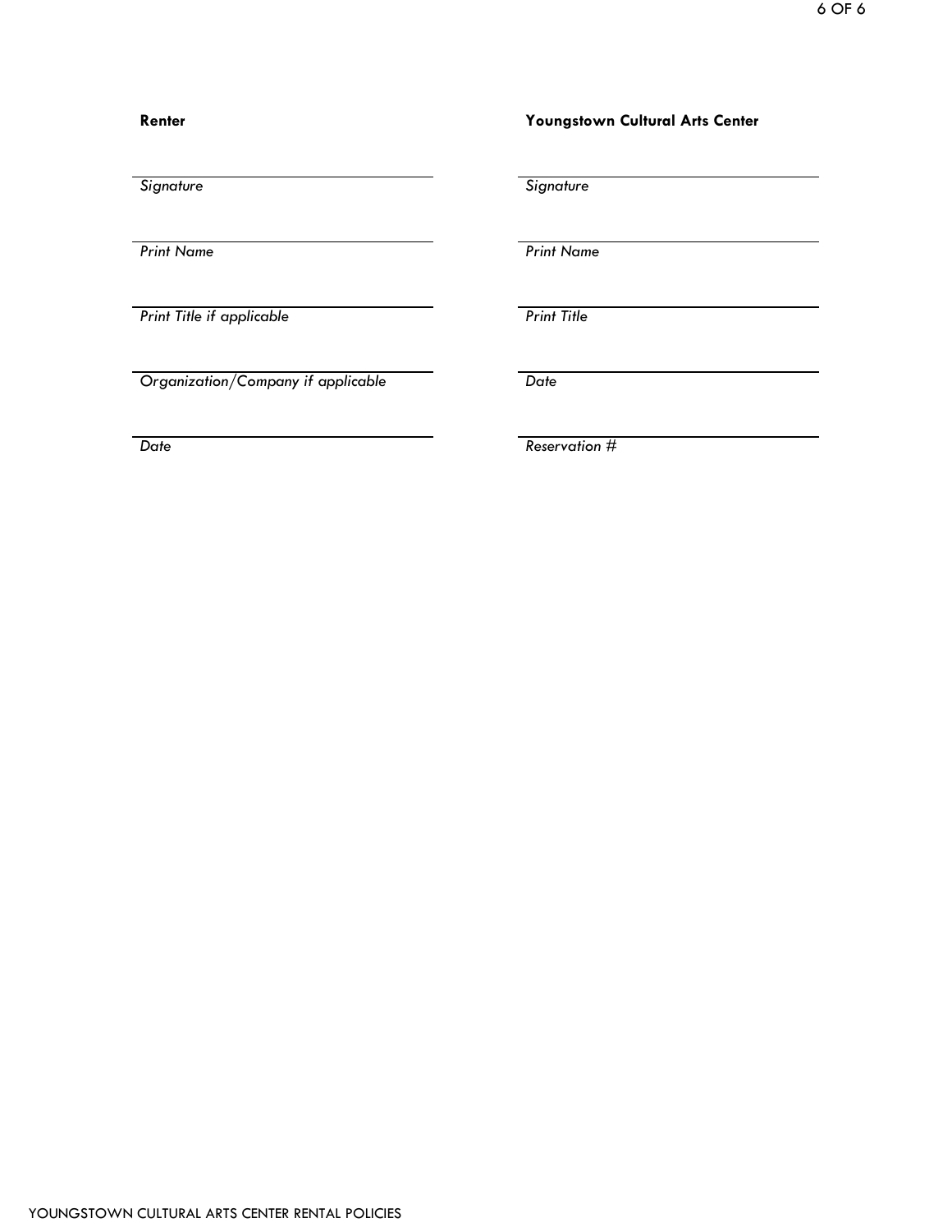**Renter**

______________________________
*Signature*

______________________________
*Print Name*

______________________________
*Print Title if applicable*

______________________________
*Organization/Company if applicable*

______________________________
*Date*

**Youngstown Cultural Arts Center**

______________________________
*Signature*

______________________________
*Print Name*

______________________________
*Print Title*

______________________________
*Date*

______________________________
*Reservation #*